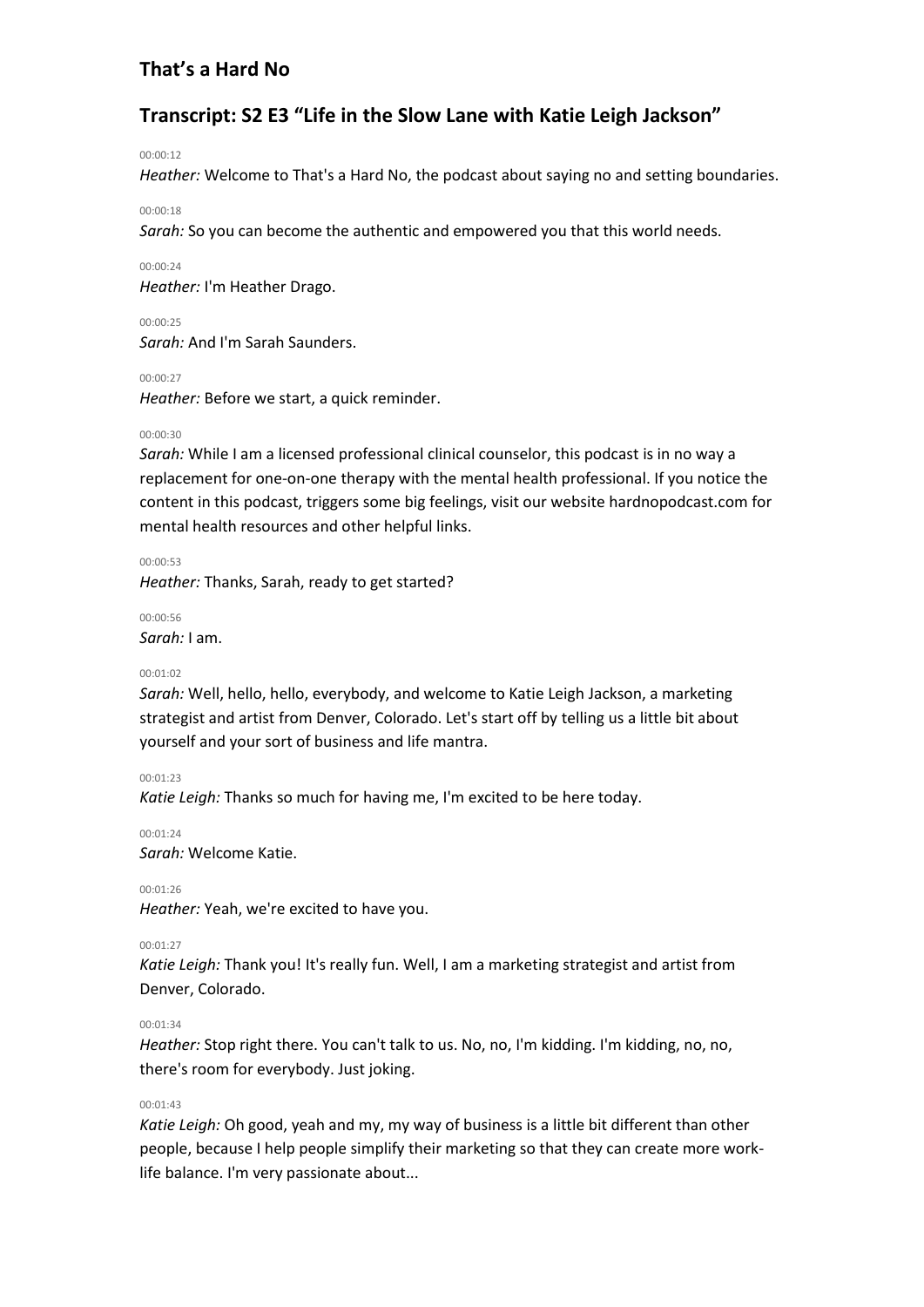## That's a Hard No

## Transcript: S2 E3 "Life in the Slow Lane with Katie Leigh Jackson"

00:00:12

*Heather:* Welcome to That's a Hard No, the podcast about saying no and setting boundaries.

00:00:18

*Sarah:* So you can become the authentic and empowered you that this world needs.

00:00:24

*Heather:* I'm Heather Drago.

00:00:25

*Sarah:* And I'm Sarah Saunders.

00:00:27

*Heather:* Before we start, a quick reminder.

00:00:30

*Sarah:* While I am a licensed professional clinical counselor, this podcast is in no way a replacement for one-on-one therapy with the mental health professional. If you notice the content in this podcast, triggers some big feelings, visit our website hardnopodcast.com for mental health resources and other helpful links.

00:00:53

*Heather:* Thanks, Sarah, ready to get started?

00:00:56

*Sarah:* I am.

00:01:02

*Sarah:* Well, hello, hello, everybody, and welcome to Katie Leigh Jackson, a marketing strategist and artist from Denver, Colorado. Let's start off by telling us a little bit about yourself and your sort of business and life mantra.

00:01:23

*Katie Leigh:* Thanks so much for having me, I'm excited to be here today.

00:01:24

*Sarah:* Welcome Katie.

00:01:26

*Heather:* Yeah, we're excited to have you.

00:01:27

*Katie Leigh:* Thank you! It's really fun. Well, I am a marketing strategist and artist from Denver, Colorado.

00:01:34

*Heather:* Stop right there. You can't talk to us. No, no, I'm kidding. I'm kidding, no, no, there's room for everybody. Just joking.

00:01:43

*Katie Leigh:* Oh good, yeah and my, my way of business is a little bit different than other people, because I help people simplify their marketing so that they can create more work-life balance. I'm very passionate about...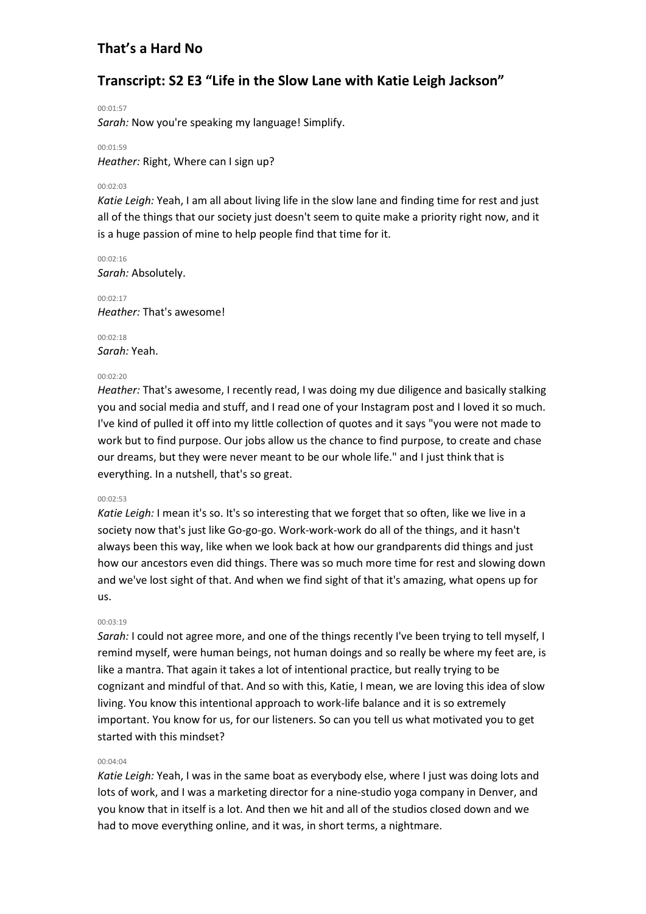# That's a Hard No

## Transcript: S2 E3 "Life in the Slow Lane with Katie Leigh Jackson"

00:01:57
*Sarah:* Now you're speaking my language! Simplify.

00:01:59
*Heather:* Right, Where can I sign up?

00:02:03
*Katie Leigh:* Yeah, I am all about living life in the slow lane and finding time for rest and just all of the things that our society just doesn't seem to quite make a priority right now, and it is a huge passion of mine to help people find that time for it.

00:02:16
*Sarah:* Absolutely.

00:02:17
*Heather:* That's awesome!

00:02:18
*Sarah:* Yeah.

00:02:20
*Heather:* That's awesome, I recently read, I was doing my due diligence and basically stalking you and social media and stuff, and I read one of your Instagram post and I loved it so much. I've kind of pulled it off into my little collection of quotes and it says "you were not made to work but to find purpose. Our jobs allow us the chance to find purpose, to create and chase our dreams, but they were never meant to be our whole life." and I just think that is everything. In a nutshell, that's so great.

00:02:53
*Katie Leigh:* I mean it's so. It's so interesting that we forget that so often, like we live in a society now that's just like Go-go-go. Work-work-work do all of the things, and it hasn't always been this way, like when we look back at how our grandparents did things and just how our ancestors even did things. There was so much more time for rest and slowing down and we've lost sight of that. And when we find sight of that it's amazing, what opens up for us.

00:03:19
*Sarah:* I could not agree more, and one of the things recently I've been trying to tell myself, I remind myself, were human beings, not human doings and so really be where my feet are, is like a mantra. That again it takes a lot of intentional practice, but really trying to be cognizant and mindful of that. And so with this, Katie, I mean, we are loving this idea of slow living. You know this intentional approach to work-life balance and it is so extremely important. You know for us, for our listeners. So can you tell us what motivated you to get started with this mindset?

00:04:04
*Katie Leigh:* Yeah, I was in the same boat as everybody else, where I just was doing lots and lots of work, and I was a marketing director for a nine-studio yoga company in Denver, and you know that in itself is a lot. And then we hit and all of the studios closed down and we had to move everything online, and it was, in short terms, a nightmare.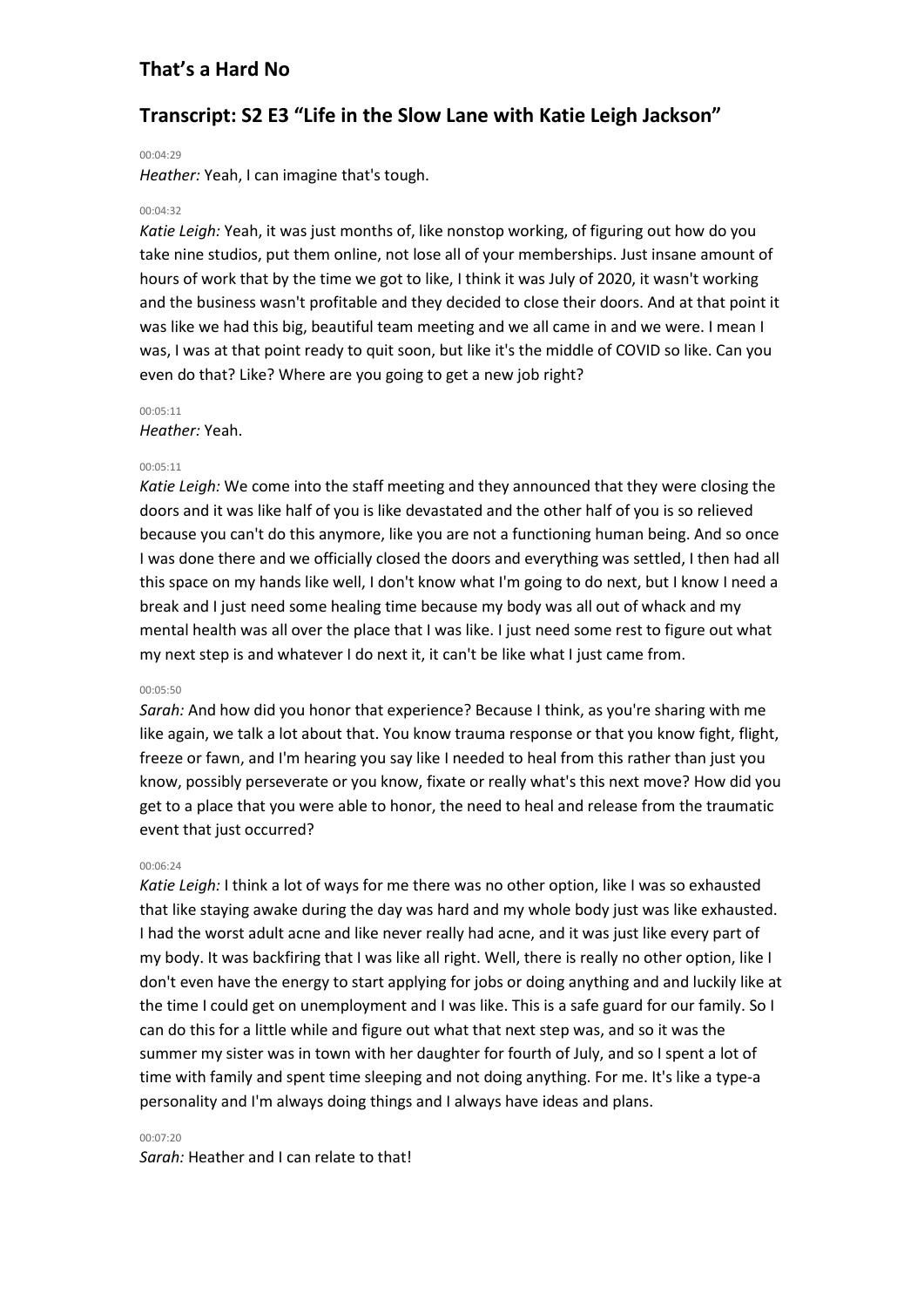## That's a Hard No

## Transcript: S2 E3 "Life in the Slow Lane with Katie Leigh Jackson"

00:04:29

*Heather:* Yeah, I can imagine that's tough.

00:04:32

*Katie Leigh:* Yeah, it was just months of, like nonstop working, of figuring out how do you take nine studios, put them online, not lose all of your memberships. Just insane amount of hours of work that by the time we got to like, I think it was July of 2020, it wasn't working and the business wasn't profitable and they decided to close their doors. And at that point it was like we had this big, beautiful team meeting and we all came in and we were. I mean I was, I was at that point ready to quit soon, but like it's the middle of COVID so like. Can you even do that? Like? Where are you going to get a new job right?

00:05:11

*Heather:* Yeah.

00:05:11

*Katie Leigh:* We come into the staff meeting and they announced that they were closing the doors and it was like half of you is like devastated and the other half of you is so relieved because you can't do this anymore, like you are not a functioning human being. And so once I was done there and we officially closed the doors and everything was settled, I then had all this space on my hands like well, I don't know what I'm going to do next, but I know I need a break and I just need some healing time because my body was all out of whack and my mental health was all over the place that I was like. I just need some rest to figure out what my next step is and whatever I do next it, it can't be like what I just came from.

00:05:50

*Sarah:* And how did you honor that experience? Because I think, as you're sharing with me like again, we talk a lot about that. You know trauma response or that you know fight, flight, freeze or fawn, and I'm hearing you say like I needed to heal from this rather than just you know, possibly perseverate or you know, fixate or really what's this next move? How did you get to a place that you were able to honor, the need to heal and release from the traumatic event that just occurred?

00:06:24

*Katie Leigh:* I think a lot of ways for me there was no other option, like I was so exhausted that like staying awake during the day was hard and my whole body just was like exhausted. I had the worst adult acne and like never really had acne, and it was just like every part of my body. It was backfiring that I was like all right. Well, there is really no other option, like I don't even have the energy to start applying for jobs or doing anything and and luckily like at the time I could get on unemployment and I was like. This is a safe guard for our family. So I can do this for a little while and figure out what that next step was, and so it was the summer my sister was in town with her daughter for fourth of July, and so I spent a lot of time with family and spent time sleeping and not doing anything. For me. It's like a type-a personality and I'm always doing things and I always have ideas and plans.

00:07:20

*Sarah:* Heather and I can relate to that!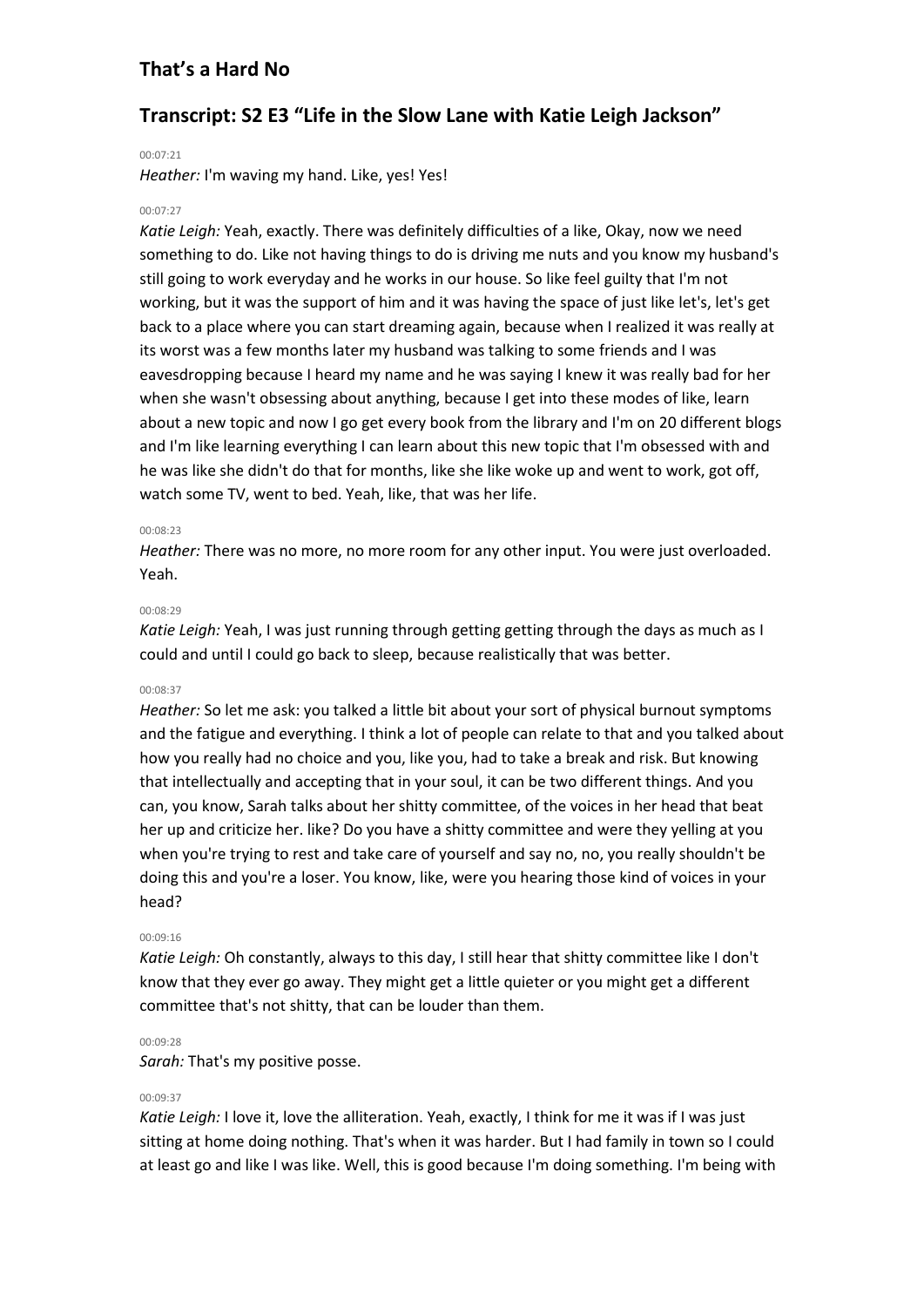## That's a Hard No

## Transcript: S2 E3 "Life in the Slow Lane with Katie Leigh Jackson"

00:07:21

*Heather:* I'm waving my hand. Like, yes! Yes!

00:07:27

*Katie Leigh:* Yeah, exactly. There was definitely difficulties of a like, Okay, now we need something to do. Like not having things to do is driving me nuts and you know my husband's still going to work everyday and he works in our house. So like feel guilty that I'm not working, but it was the support of him and it was having the space of just like let's, let's get back to a place where you can start dreaming again, because when I realized it was really at its worst was a few months later my husband was talking to some friends and I was eavesdropping because I heard my name and he was saying I knew it was really bad for her when she wasn't obsessing about anything, because I get into these modes of like, learn about a new topic and now I go get every book from the library and I'm on 20 different blogs and I'm like learning everything I can learn about this new topic that I'm obsessed with and he was like she didn't do that for months, like she like woke up and went to work, got off, watch some TV, went to bed. Yeah, like, that was her life.

00:08:23

*Heather:* There was no more, no more room for any other input. You were just overloaded. Yeah.

00:08:29

*Katie Leigh:* Yeah, I was just running through getting getting through the days as much as I could and until I could go back to sleep, because realistically that was better.

00:08:37

*Heather:* So let me ask: you talked a little bit about your sort of physical burnout symptoms and the fatigue and everything. I think a lot of people can relate to that and you talked about how you really had no choice and you, like you, had to take a break and risk. But knowing that intellectually and accepting that in your soul, it can be two different things. And you can, you know, Sarah talks about her shitty committee, of the voices in her head that beat her up and criticize her. like? Do you have a shitty committee and were they yelling at you when you're trying to rest and take care of yourself and say no, no, you really shouldn't be doing this and you're a loser. You know, like, were you hearing those kind of voices in your head?

00:09:16

*Katie Leigh:* Oh constantly, always to this day, I still hear that shitty committee like I don't know that they ever go away. They might get a little quieter or you might get a different committee that's not shitty, that can be louder than them.

00:09:28

*Sarah:* That's my positive posse.

00:09:37

*Katie Leigh:* I love it, love the alliteration. Yeah, exactly, I think for me it was if I was just sitting at home doing nothing. That's when it was harder. But I had family in town so I could at least go and like I was like. Well, this is good because I'm doing something. I'm being with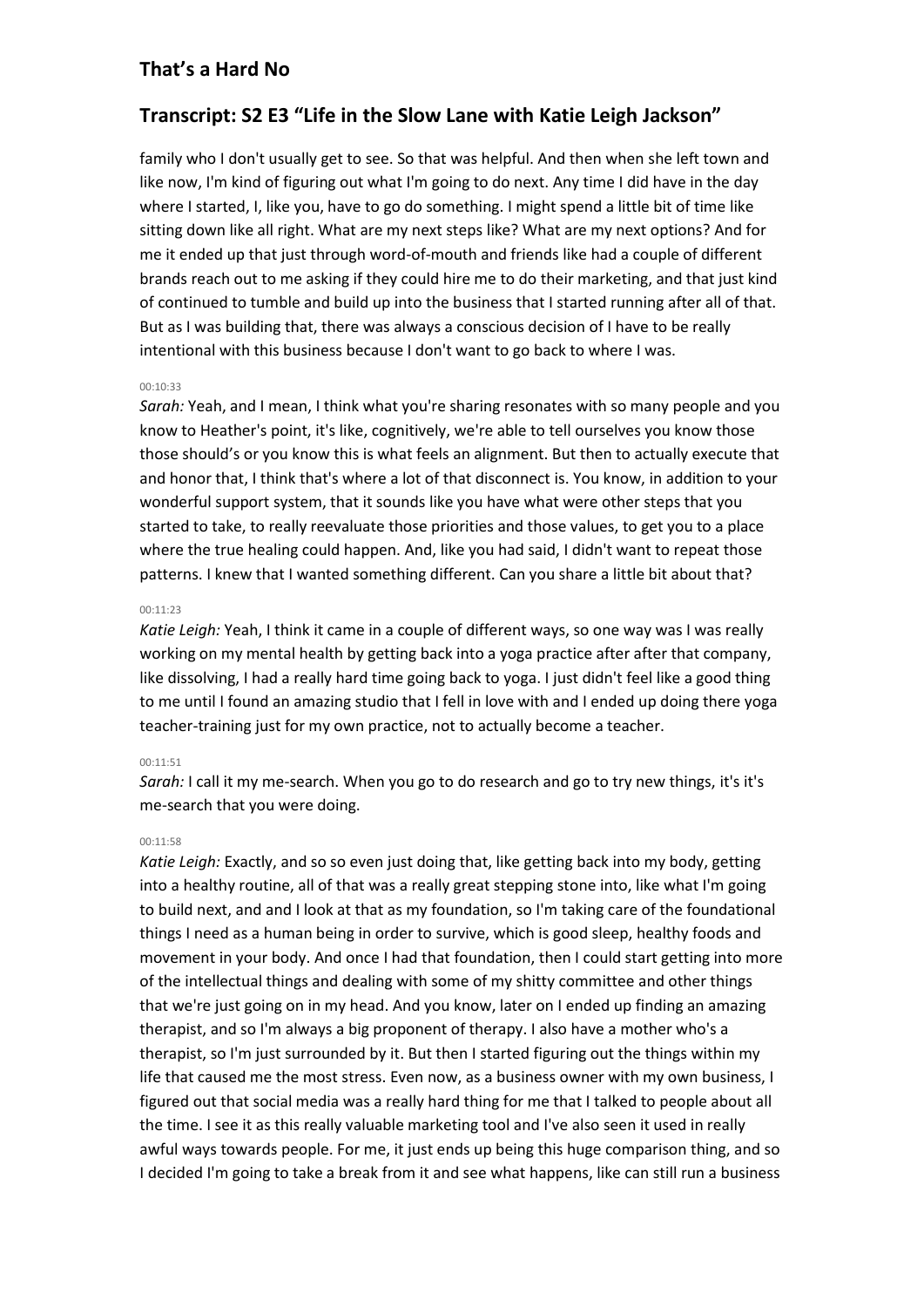family who I don't usually get to see. So that was helpful. And then when she left town and like now, I'm kind of figuring out what I'm going to do next. Any time I did have in the day where I started, I, like you, have to go do something. I might spend a little bit of time like sitting down like all right. What are my next steps like? What are my next options? And for me it ended up that just through word-of-mouth and friends like had a couple of different brands reach out to me asking if they could hire me to do their marketing, and that just kind of continued to tumble and build up into the business that I started running after all of that. But as I was building that, there was always a conscious decision of I have to be really intentional with this business because I don't want to go back to where I was.

00:10:33

*Sarah:* Yeah, and I mean, I think what you're sharing resonates with so many people and you know to Heather's point, it's like, cognitively, we're able to tell ourselves you know those those should's or you know this is what feels an alignment. But then to actually execute that and honor that, I think that's where a lot of that disconnect is. You know, in addition to your wonderful support system, that it sounds like you have what were other steps that you started to take, to really reevaluate those priorities and those values, to get you to a place where the true healing could happen. And, like you had said, I didn't want to repeat those patterns. I knew that I wanted something different. Can you share a little bit about that?

00:11:23

*Katie Leigh:* Yeah, I think it came in a couple of different ways, so one way was I was really working on my mental health by getting back into a yoga practice after after that company, like dissolving, I had a really hard time going back to yoga. I just didn't feel like a good thing to me until I found an amazing studio that I fell in love with and I ended up doing there yoga teacher-training just for my own practice, not to actually become a teacher.

00:11:51

*Sarah:* I call it my me-search. When you go to do research and go to try new things, it's it's me-search that you were doing.

00:11:58

*Katie Leigh:* Exactly, and so so even just doing that, like getting back into my body, getting into a healthy routine, all of that was a really great stepping stone into, like what I'm going to build next, and and I look at that as my foundation, so I'm taking care of the foundational things I need as a human being in order to survive, which is good sleep, healthy foods and movement in your body. And once I had that foundation, then I could start getting into more of the intellectual things and dealing with some of my shitty committee and other things that we're just going on in my head. And you know, later on I ended up finding an amazing therapist, and so I'm always a big proponent of therapy. I also have a mother who's a therapist, so I'm just surrounded by it. But then I started figuring out the things within my life that caused me the most stress. Even now, as a business owner with my own business, I figured out that social media was a really hard thing for me that I talked to people about all the time. I see it as this really valuable marketing tool and I've also seen it used in really awful ways towards people. For me, it just ends up being this huge comparison thing, and so I decided I'm going to take a break from it and see what happens, like can still run a business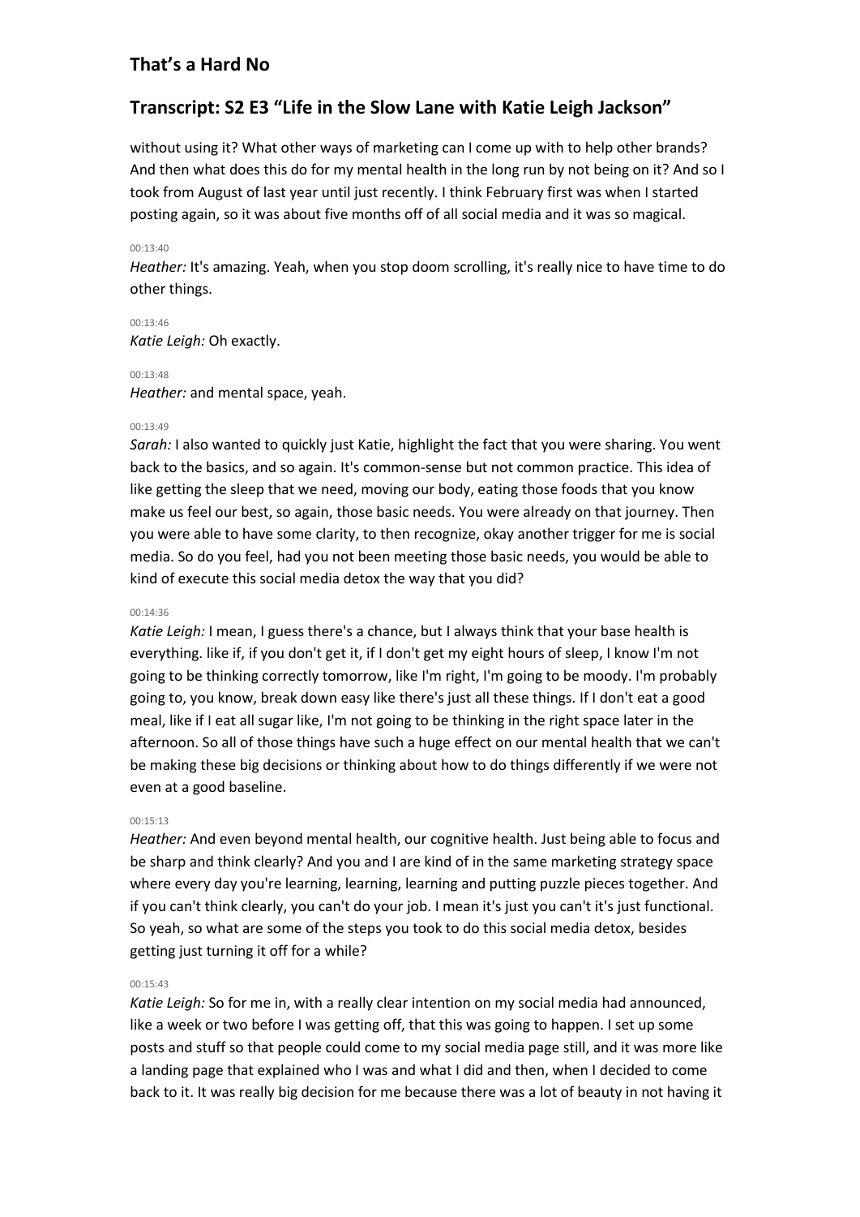without using it? What other ways of marketing can I come up with to help other brands? And then what does this do for my mental health in the long run by not being on it? And so I took from August of last year until just recently. I think February first was when I started posting again, so it was about five months off of all social media and it was so magical.

00:13:40
*Heather:* It's amazing. Yeah, when you stop doom scrolling, it's really nice to have time to do other things.

00:13:46
*Katie Leigh:* Oh exactly.

00:13:48
*Heather:* and mental space, yeah.

00:13:49
*Sarah:* I also wanted to quickly just Katie, highlight the fact that you were sharing. You went back to the basics, and so again. It's common-sense but not common practice. This idea of like getting the sleep that we need, moving our body, eating those foods that you know make us feel our best, so again, those basic needs. You were already on that journey. Then you were able to have some clarity, to then recognize, okay another trigger for me is social media. So do you feel, had you not been meeting those basic needs, you would be able to kind of execute this social media detox the way that you did?

00:14:36
*Katie Leigh:* I mean, I guess there's a chance, but I always think that your base health is everything. like if, if you don't get it, if I don't get my eight hours of sleep, I know I'm not going to be thinking correctly tomorrow, like I'm right, I'm going to be moody. I'm probably going to, you know, break down easy like there's just all these things. If I don't eat a good meal, like if I eat all sugar like, I'm not going to be thinking in the right space later in the afternoon. So all of those things have such a huge effect on our mental health that we can't be making these big decisions or thinking about how to do things differently if we were not even at a good baseline.

00:15:13
*Heather:* And even beyond mental health, our cognitive health. Just being able to focus and be sharp and think clearly? And you and I are kind of in the same marketing strategy space where every day you're learning, learning, learning and putting puzzle pieces together. And if you can't think clearly, you can't do your job. I mean it's just you can't it's just functional. So yeah, so what are some of the steps you took to do this social media detox, besides getting just turning it off for a while?

00:15:43
*Katie Leigh:* So for me in, with a really clear intention on my social media had announced, like a week or two before I was getting off, that this was going to happen. I set up some posts and stuff so that people could come to my social media page still, and it was more like a landing page that explained who I was and what I did and then, when I decided to come back to it. It was really big decision for me because there was a lot of beauty in not having it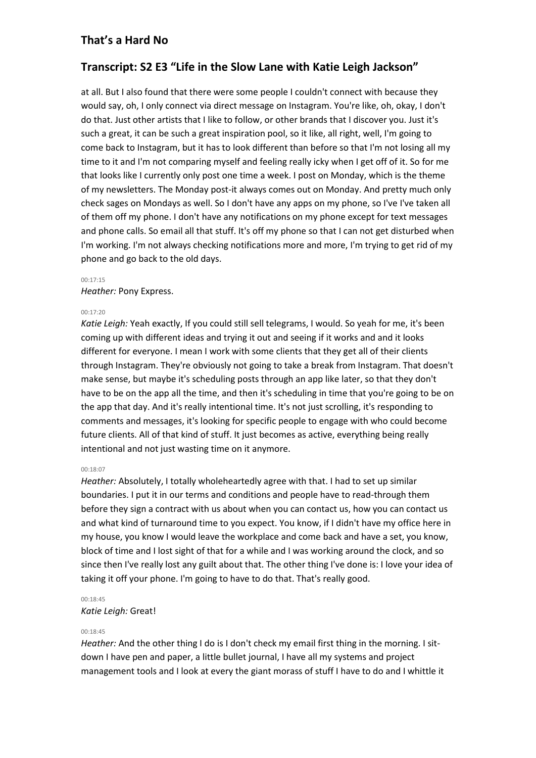at all. But I also found that there were some people I couldn't connect with because they would say, oh, I only connect via direct message on Instagram. You're like, oh, okay, I don't do that. Just other artists that I like to follow, or other brands that I discover you. Just it's such a great, it can be such a great inspiration pool, so it like, all right, well, I'm going to come back to Instagram, but it has to look different than before so that I'm not losing all my time to it and I'm not comparing myself and feeling really icky when I get off of it. So for me that looks like I currently only post one time a week. I post on Monday, which is the theme of my newsletters. The Monday post-it always comes out on Monday. And pretty much only check sages on Mondays as well. So I don't have any apps on my phone, so I've I've taken all of them off my phone. I don't have any notifications on my phone except for text messages and phone calls. So email all that stuff. It's off my phone so that I can not get disturbed when I'm working. I'm not always checking notifications more and more, I'm trying to get rid of my phone and go back to the old days.

00:17:15

*Heather:* Pony Express.

00:17:20

*Katie Leigh:* Yeah exactly, If you could still sell telegrams, I would. So yeah for me, it's been coming up with different ideas and trying it out and seeing if it works and and it looks different for everyone. I mean I work with some clients that they get all of their clients through Instagram. They're obviously not going to take a break from Instagram. That doesn't make sense, but maybe it's scheduling posts through an app like later, so that they don't have to be on the app all the time, and then it's scheduling in time that you're going to be on the app that day. And it's really intentional time. It's not just scrolling, it's responding to comments and messages, it's looking for specific people to engage with who could become future clients. All of that kind of stuff. It just becomes as active, everything being really intentional and not just wasting time on it anymore.

00:18:07

*Heather:* Absolutely, I totally wholeheartedly agree with that. I had to set up similar boundaries. I put it in our terms and conditions and people have to read-through them before they sign a contract with us about when you can contact us, how you can contact us and what kind of turnaround time to you expect. You know, if I didn't have my office here in my house, you know I would leave the workplace and come back and have a set, you know, block of time and I lost sight of that for a while and I was working around the clock, and so since then I've really lost any guilt about that. The other thing I've done is: I love your idea of taking it off your phone. I'm going to have to do that. That's really good.

00:18:45

*Katie Leigh:* Great!

00:18:45

*Heather:* And the other thing I do is I don't check my email first thing in the morning. I sit-down I have pen and paper, a little bullet journal, I have all my systems and project management tools and I look at every the giant morass of stuff I have to do and I whittle it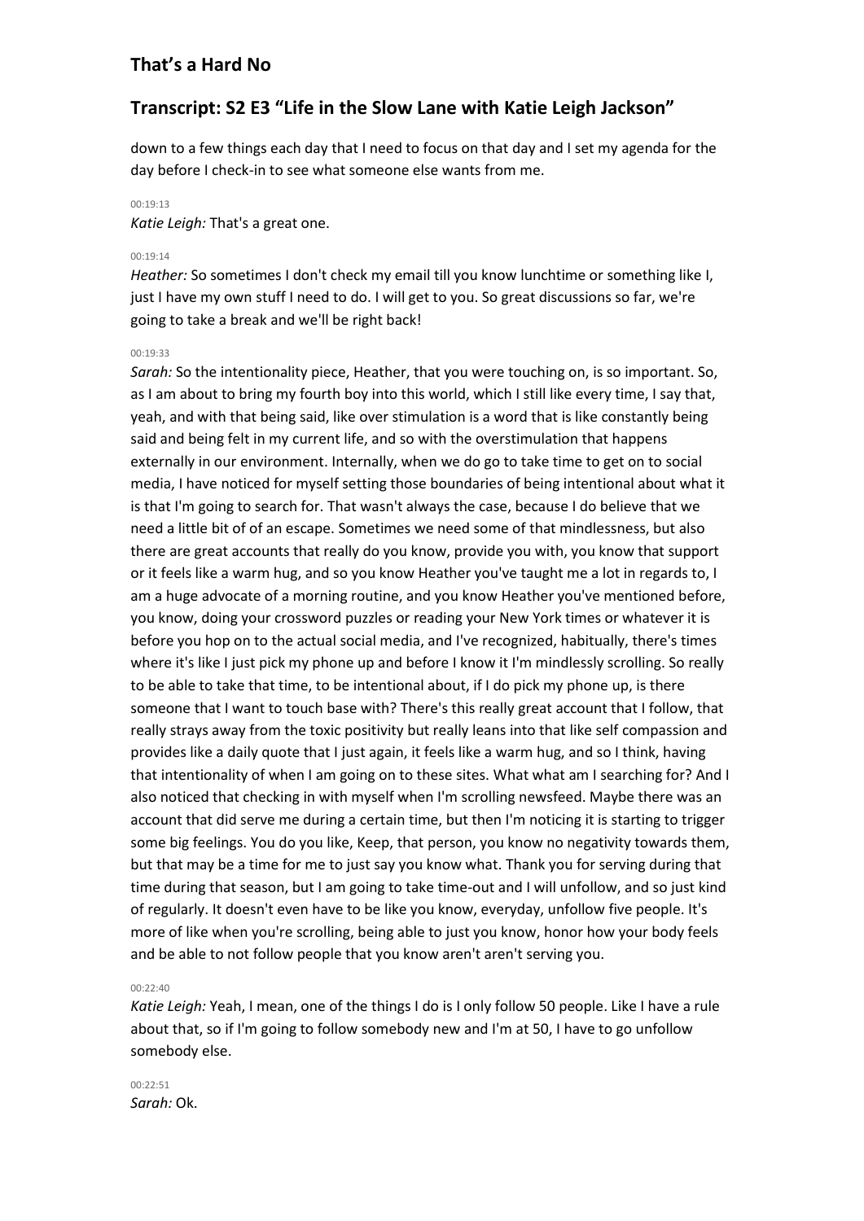down to a few things each day that I need to focus on that day and I set my agenda for the day before I check-in to see what someone else wants from me.

00:19:13

*Katie Leigh:* That's a great one.

00:19:14

*Heather:* So sometimes I don't check my email till you know lunchtime or something like I, just I have my own stuff I need to do. I will get to you. So great discussions so far, we're going to take a break and we'll be right back!

00:19:33

*Sarah:* So the intentionality piece, Heather, that you were touching on, is so important. So, as I am about to bring my fourth boy into this world, which I still like every time, I say that, yeah, and with that being said, like over stimulation is a word that is like constantly being said and being felt in my current life, and so with the overstimulation that happens externally in our environment. Internally, when we do go to take time to get on to social media, I have noticed for myself setting those boundaries of being intentional about what it is that I'm going to search for. That wasn't always the case, because I do believe that we need a little bit of of an escape. Sometimes we need some of that mindlessness, but also there are great accounts that really do you know, provide you with, you know that support or it feels like a warm hug, and so you know Heather you've taught me a lot in regards to, I am a huge advocate of a morning routine, and you know Heather you've mentioned before, you know, doing your crossword puzzles or reading your New York times or whatever it is before you hop on to the actual social media, and I've recognized, habitually, there's times where it's like I just pick my phone up and before I know it I'm mindlessly scrolling. So really to be able to take that time, to be intentional about, if I do pick my phone up, is there someone that I want to touch base with? There's this really great account that I follow, that really strays away from the toxic positivity but really leans into that like self compassion and provides like a daily quote that I just again, it feels like a warm hug, and so I think, having that intentionality of when I am going on to these sites. What what am I searching for? And I also noticed that checking in with myself when I'm scrolling newsfeed. Maybe there was an account that did serve me during a certain time, but then I'm noticing it is starting to trigger some big feelings. You do you like, Keep, that person, you know no negativity towards them, but that may be a time for me to just say you know what. Thank you for serving during that time during that season, but I am going to take time-out and I will unfollow, and so just kind of regularly. It doesn't even have to be like you know, everyday, unfollow five people. It's more of like when you're scrolling, being able to just you know, honor how your body feels and be able to not follow people that you know aren't aren't serving you.

00:22:40

*Katie Leigh:* Yeah, I mean, one of the things I do is I only follow 50 people. Like I have a rule about that, so if I'm going to follow somebody new and I'm at 50, I have to go unfollow somebody else.

00:22:51

*Sarah:* Ok.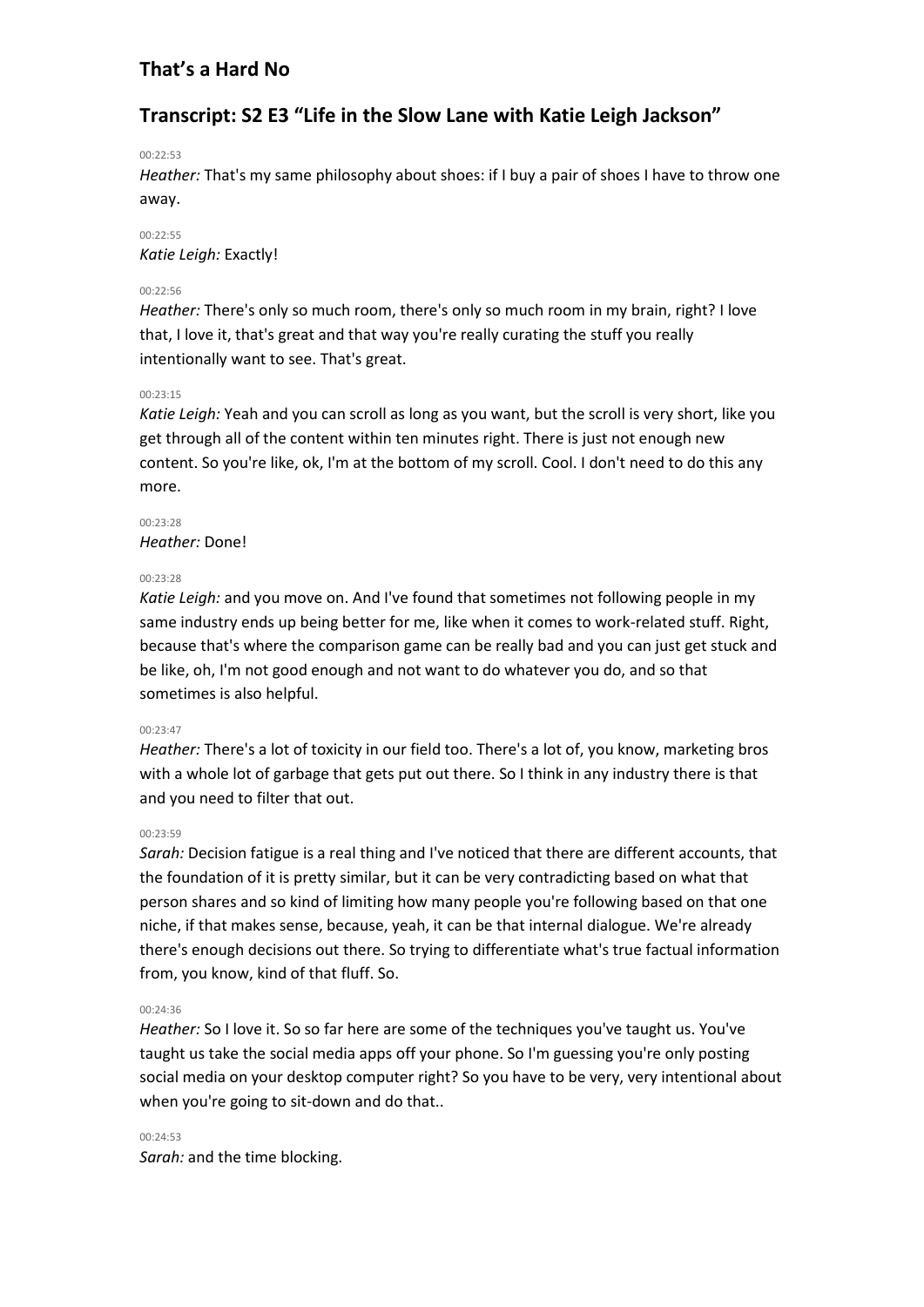## That's a Hard No

## Transcript: S2 E3 "Life in the Slow Lane with Katie Leigh Jackson"

00:22:53

*Heather:* That's my same philosophy about shoes: if I buy a pair of shoes I have to throw one away.

00:22:55

*Katie Leigh:* Exactly!

00:22:56

*Heather:* There's only so much room, there's only so much room in my brain, right? I love that, I love it, that's great and that way you're really curating the stuff you really intentionally want to see. That's great.

00:23:15

*Katie Leigh:* Yeah and you can scroll as long as you want, but the scroll is very short, like you get through all of the content within ten minutes right. There is just not enough new content. So you're like, ok, I'm at the bottom of my scroll. Cool. I don't need to do this any more.

00:23:28

*Heather:* Done!

00:23:28

*Katie Leigh:* and you move on. And I've found that sometimes not following people in my same industry ends up being better for me, like when it comes to work-related stuff. Right, because that's where the comparison game can be really bad and you can just get stuck and be like, oh, I'm not good enough and not want to do whatever you do, and so that sometimes is also helpful.

00:23:47

*Heather:* There's a lot of toxicity in our field too. There's a lot of, you know, marketing bros with a whole lot of garbage that gets put out there. So I think in any industry there is that and you need to filter that out.

00:23:59

*Sarah:* Decision fatigue is a real thing and I've noticed that there are different accounts, that the foundation of it is pretty similar, but it can be very contradicting based on what that person shares and so kind of limiting how many people you're following based on that one niche, if that makes sense, because, yeah, it can be that internal dialogue. We're already there's enough decisions out there. So trying to differentiate what's true factual information from, you know, kind of that fluff. So.

00:24:36

*Heather:* So I love it. So so far here are some of the techniques you've taught us. You've taught us take the social media apps off your phone. So I'm guessing you're only posting social media on your desktop computer right? So you have to be very, very intentional about when you're going to sit-down and do that..

00:24:53

*Sarah:* and the time blocking.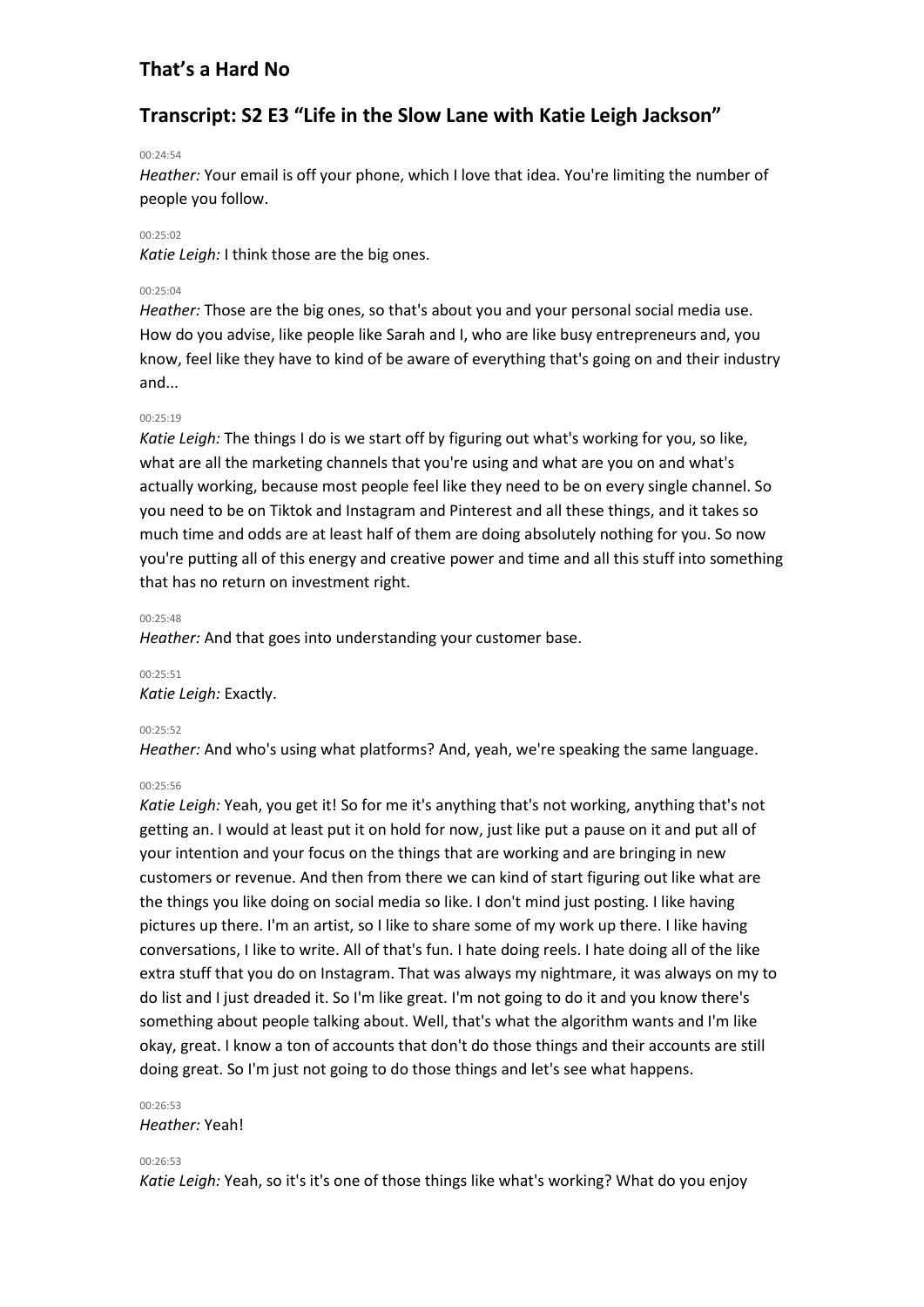## That's a Hard No

## Transcript: S2 E3 "Life in the Slow Lane with Katie Leigh Jackson"

00:24:54

*Heather:* Your email is off your phone, which I love that idea. You're limiting the number of people you follow.

00:25:02

*Katie Leigh:* I think those are the big ones.

00:25:04

*Heather:* Those are the big ones, so that's about you and your personal social media use. How do you advise, like people like Sarah and I, who are like busy entrepreneurs and, you know, feel like they have to kind of be aware of everything that's going on and their industry and...

00:25:19

*Katie Leigh:* The things I do is we start off by figuring out what's working for you, so like, what are all the marketing channels that you're using and what are you on and what's actually working, because most people feel like they need to be on every single channel. So you need to be on Tiktok and Instagram and Pinterest and all these things, and it takes so much time and odds are at least half of them are doing absolutely nothing for you. So now you're putting all of this energy and creative power and time and all this stuff into something that has no return on investment right.

00:25:48

*Heather:* And that goes into understanding your customer base.

00:25:51

*Katie Leigh:* Exactly.

00:25:52

*Heather:* And who's using what platforms? And, yeah, we're speaking the same language.

00:25:56

*Katie Leigh:* Yeah, you get it! So for me it's anything that's not working, anything that's not getting an. I would at least put it on hold for now, just like put a pause on it and put all of your intention and your focus on the things that are working and are bringing in new customers or revenue. And then from there we can kind of start figuring out like what are the things you like doing on social media so like. I don't mind just posting. I like having pictures up there. I'm an artist, so I like to share some of my work up there. I like having conversations, I like to write. All of that's fun. I hate doing reels. I hate doing all of the like extra stuff that you do on Instagram. That was always my nightmare, it was always on my to do list and I just dreaded it. So I'm like great. I'm not going to do it and you know there's something about people talking about. Well, that's what the algorithm wants and I'm like okay, great. I know a ton of accounts that don't do those things and their accounts are still doing great. So I'm just not going to do those things and let's see what happens.

00:26:53

*Heather:* Yeah!

00:26:53

*Katie Leigh:* Yeah, so it's it's one of those things like what's working? What do you enjoy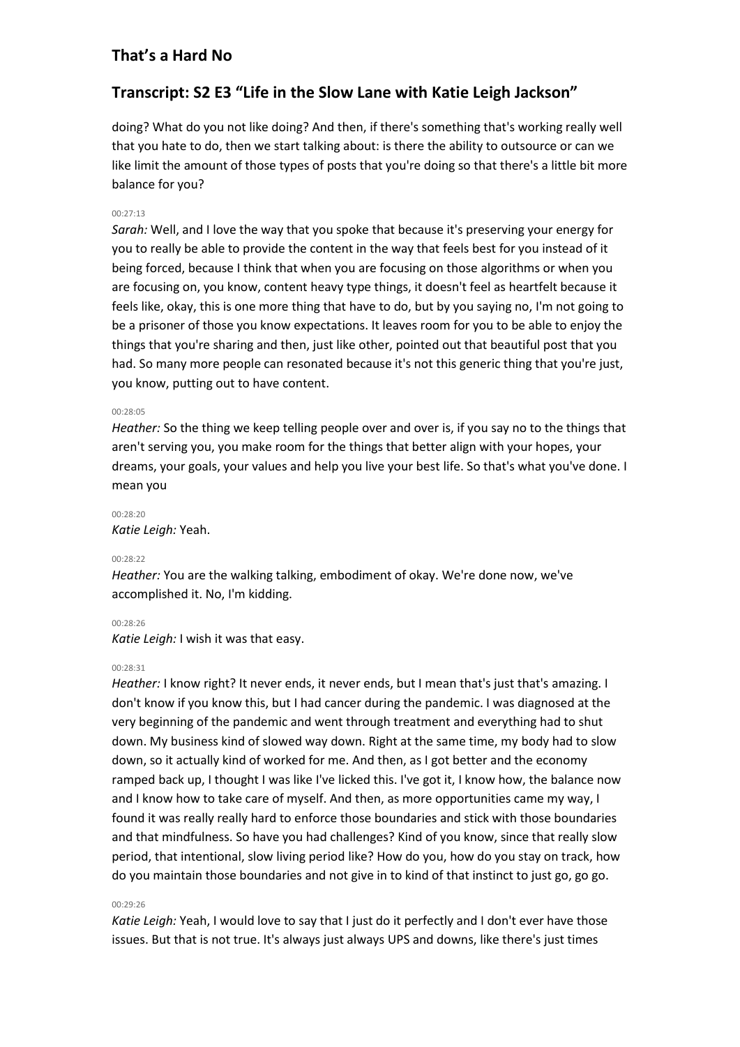doing? What do you not like doing? And then, if there's something that's working really well that you hate to do, then we start talking about: is there the ability to outsource or can we like limit the amount of those types of posts that you're doing so that there's a little bit more balance for you?

00:27:13

*Sarah:* Well, and I love the way that you spoke that because it's preserving your energy for you to really be able to provide the content in the way that feels best for you instead of it being forced, because I think that when you are focusing on those algorithms or when you are focusing on, you know, content heavy type things, it doesn't feel as heartfelt because it feels like, okay, this is one more thing that have to do, but by you saying no, I'm not going to be a prisoner of those you know expectations. It leaves room for you to be able to enjoy the things that you're sharing and then, just like other, pointed out that beautiful post that you had. So many more people can resonated because it's not this generic thing that you're just, you know, putting out to have content.

00:28:05

*Heather:* So the thing we keep telling people over and over is, if you say no to the things that aren't serving you, you make room for the things that better align with your hopes, your dreams, your goals, your values and help you live your best life. So that's what you've done. I mean you

00:28:20

*Katie Leigh:* Yeah.

00:28:22

*Heather:* You are the walking talking, embodiment of okay. We're done now, we've accomplished it. No, I'm kidding.

00:28:26

*Katie Leigh:* I wish it was that easy.

00:28:31

*Heather:* I know right? It never ends, it never ends, but I mean that's just that's amazing. I don't know if you know this, but I had cancer during the pandemic. I was diagnosed at the very beginning of the pandemic and went through treatment and everything had to shut down. My business kind of slowed way down. Right at the same time, my body had to slow down, so it actually kind of worked for me. And then, as I got better and the economy ramped back up, I thought I was like I've licked this. I've got it, I know how, the balance now and I know how to take care of myself. And then, as more opportunities came my way, I found it was really really hard to enforce those boundaries and stick with those boundaries and that mindfulness. So have you had challenges? Kind of you know, since that really slow period, that intentional, slow living period like? How do you, how do you stay on track, how do you maintain those boundaries and not give in to kind of that instinct to just go, go go.

00:29:26

*Katie Leigh:* Yeah, I would love to say that I just do it perfectly and I don't ever have those issues. But that is not true. It's always just always UPS and downs, like there's just times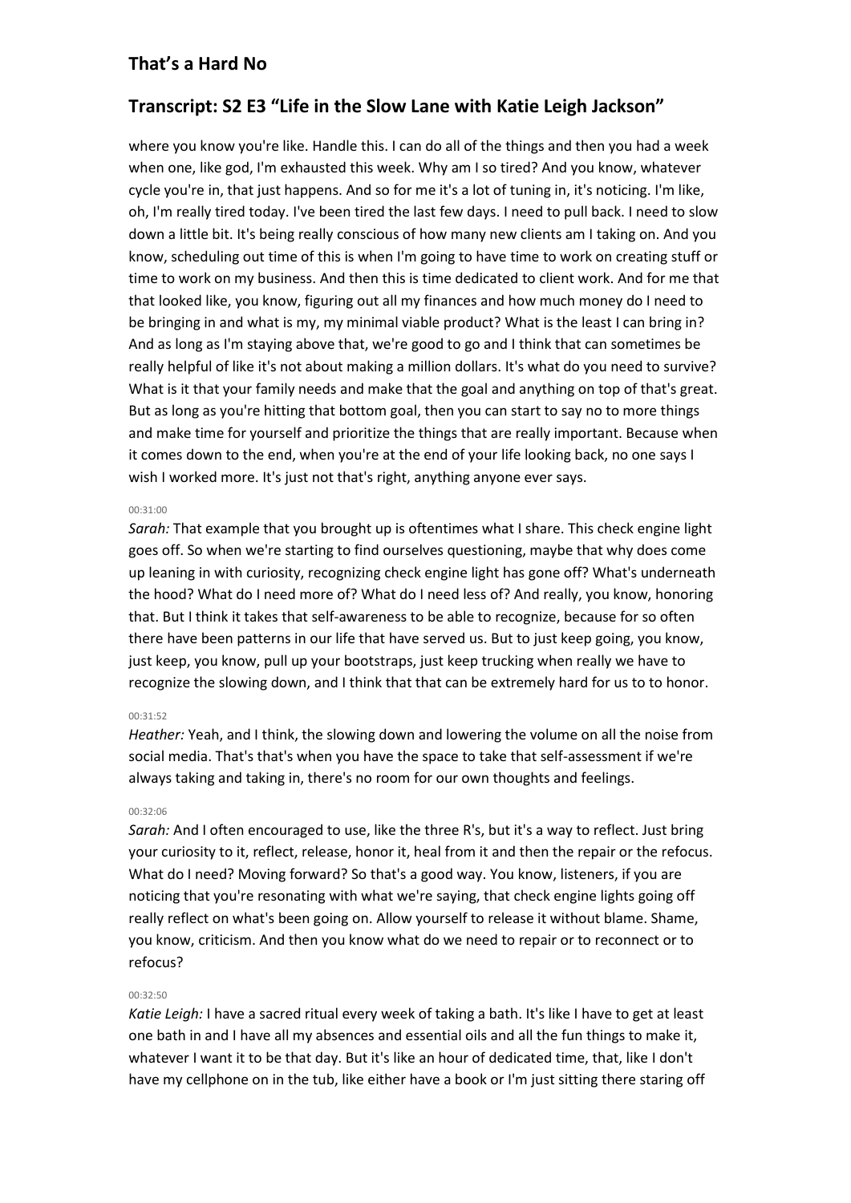where you know you're like. Handle this. I can do all of the things and then you had a week when one, like god, I'm exhausted this week. Why am I so tired? And you know, whatever cycle you're in, that just happens. And so for me it's a lot of tuning in, it's noticing. I'm like, oh, I'm really tired today. I've been tired the last few days. I need to pull back. I need to slow down a little bit. It's being really conscious of how many new clients am I taking on. And you know, scheduling out time of this is when I'm going to have time to work on creating stuff or time to work on my business. And then this is time dedicated to client work. And for me that that looked like, you know, figuring out all my finances and how much money do I need to be bringing in and what is my, my minimal viable product? What is the least I can bring in? And as long as I'm staying above that, we're good to go and I think that can sometimes be really helpful of like it's not about making a million dollars. It's what do you need to survive? What is it that your family needs and make that the goal and anything on top of that's great. But as long as you're hitting that bottom goal, then you can start to say no to more things and make time for yourself and prioritize the things that are really important. Because when it comes down to the end, when you're at the end of your life looking back, no one says I wish I worked more. It's just not that's right, anything anyone ever says.

00:31:00

*Sarah:* That example that you brought up is oftentimes what I share. This check engine light goes off. So when we're starting to find ourselves questioning, maybe that why does come up leaning in with curiosity, recognizing check engine light has gone off? What's underneath the hood? What do I need more of? What do I need less of? And really, you know, honoring that. But I think it takes that self-awareness to be able to recognize, because for so often there have been patterns in our life that have served us. But to just keep going, you know, just keep, you know, pull up your bootstraps, just keep trucking when really we have to recognize the slowing down, and I think that that can be extremely hard for us to to honor.

00:31:52

*Heather:* Yeah, and I think, the slowing down and lowering the volume on all the noise from social media. That's that's when you have the space to take that self-assessment if we're always taking and taking in, there's no room for our own thoughts and feelings.

00:32:06

*Sarah:* And I often encouraged to use, like the three R's, but it's a way to reflect. Just bring your curiosity to it, reflect, release, honor it, heal from it and then the repair or the refocus. What do I need? Moving forward? So that's a good way. You know, listeners, if you are noticing that you're resonating with what we're saying, that check engine lights going off really reflect on what's been going on. Allow yourself to release it without blame. Shame, you know, criticism. And then you know what do we need to repair or to reconnect or to refocus?

00:32:50

*Katie Leigh:* I have a sacred ritual every week of taking a bath. It's like I have to get at least one bath in and I have all my absences and essential oils and all the fun things to make it, whatever I want it to be that day. But it's like an hour of dedicated time, that, like I don't have my cellphone on in the tub, like either have a book or I'm just sitting there staring off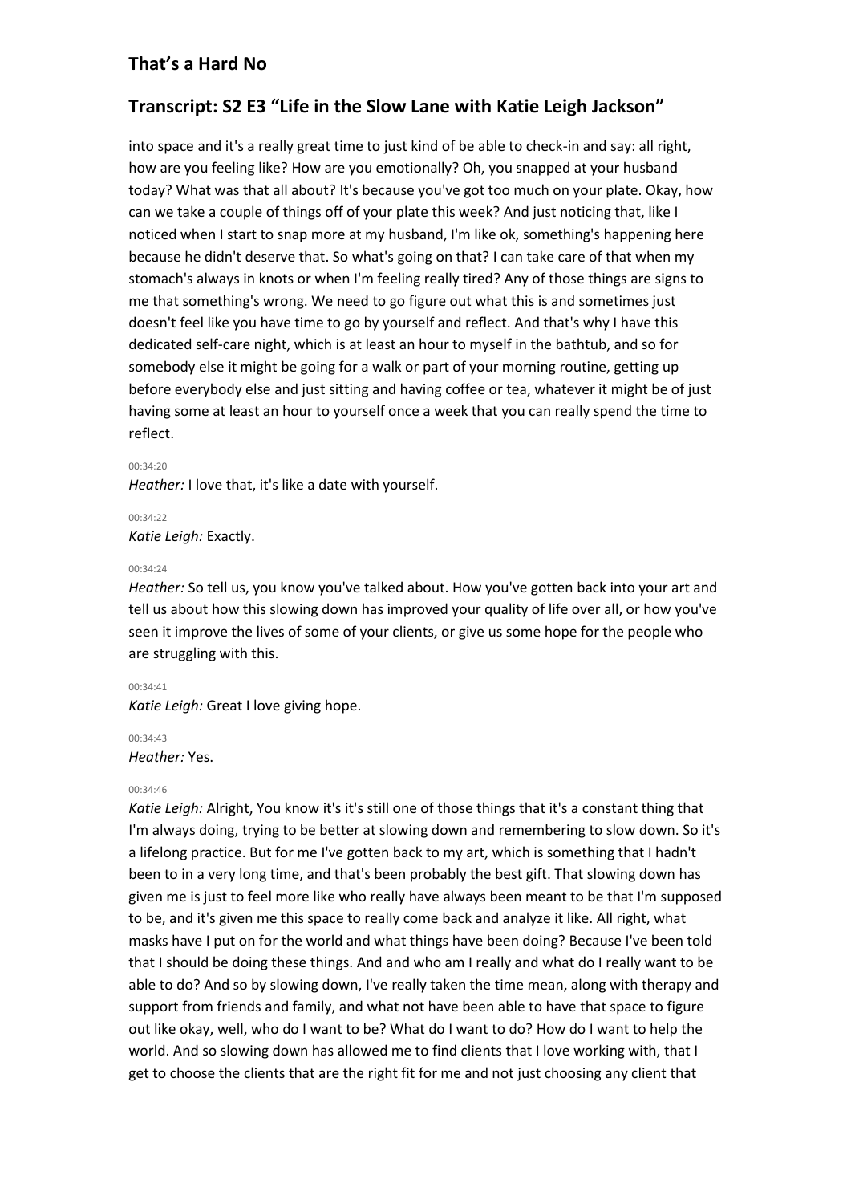into space and it's a really great time to just kind of be able to check-in and say: all right, how are you feeling like? How are you emotionally? Oh, you snapped at your husband today? What was that all about? It's because you've got too much on your plate. Okay, how can we take a couple of things off of your plate this week? And just noticing that, like I noticed when I start to snap more at my husband, I'm like ok, something's happening here because he didn't deserve that. So what's going on that? I can take care of that when my stomach's always in knots or when I'm feeling really tired? Any of those things are signs to me that something's wrong. We need to go figure out what this is and sometimes just doesn't feel like you have time to go by yourself and reflect. And that's why I have this dedicated self-care night, which is at least an hour to myself in the bathtub, and so for somebody else it might be going for a walk or part of your morning routine, getting up before everybody else and just sitting and having coffee or tea, whatever it might be of just having some at least an hour to yourself once a week that you can really spend the time to reflect.

00:34:20
*Heather:* I love that, it's like a date with yourself.

00:34:22
*Katie Leigh:* Exactly.

00:34:24
*Heather:* So tell us, you know you've talked about. How you've gotten back into your art and tell us about how this slowing down has improved your quality of life over all, or how you've seen it improve the lives of some of your clients, or give us some hope for the people who are struggling with this.

00:34:41
*Katie Leigh:* Great I love giving hope.

00:34:43
*Heather:* Yes.

00:34:46
*Katie Leigh:* Alright, You know it's it's still one of those things that it's a constant thing that I'm always doing, trying to be better at slowing down and remembering to slow down. So it's a lifelong practice. But for me I've gotten back to my art, which is something that I hadn't been to in a very long time, and that's been probably the best gift. That slowing down has given me is just to feel more like who really have always been meant to be that I'm supposed to be, and it's given me this space to really come back and analyze it like. All right, what masks have I put on for the world and what things have been doing? Because I've been told that I should be doing these things. And and who am I really and what do I really want to be able to do? And so by slowing down, I've really taken the time mean, along with therapy and support from friends and family, and what not have been able to have that space to figure out like okay, well, who do I want to be? What do I want to do? How do I want to help the world. And so slowing down has allowed me to find clients that I love working with, that I get to choose the clients that are the right fit for me and not just choosing any client that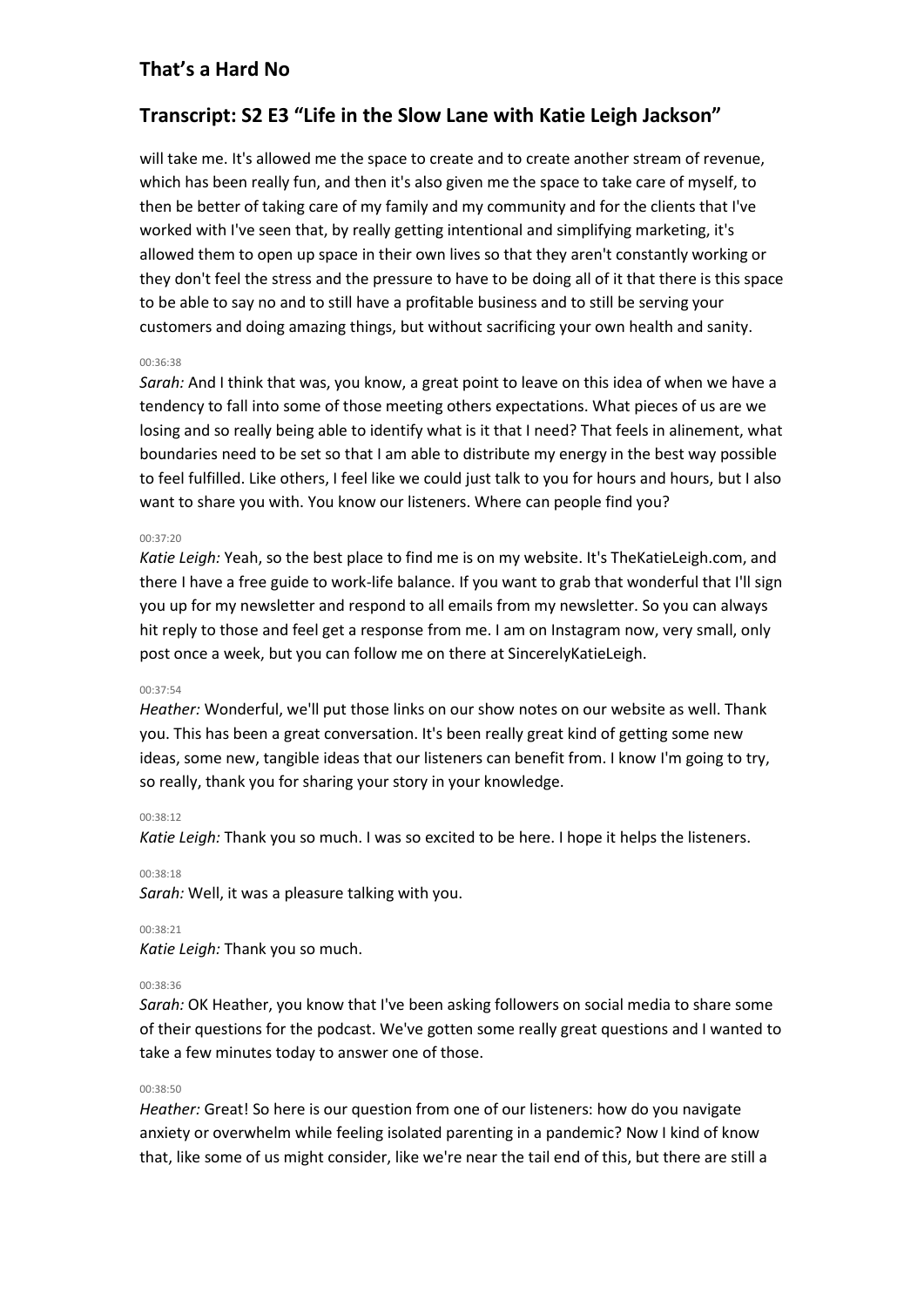will take me. It's allowed me the space to create and to create another stream of revenue, which has been really fun, and then it's also given me the space to take care of myself, to then be better of taking care of my family and my community and for the clients that I've worked with I've seen that, by really getting intentional and simplifying marketing, it's allowed them to open up space in their own lives so that they aren't constantly working or they don't feel the stress and the pressure to have to be doing all of it that there is this space to be able to say no and to still have a profitable business and to still be serving your customers and doing amazing things, but without sacrificing your own health and sanity.

00:36:38

*Sarah:* And I think that was, you know, a great point to leave on this idea of when we have a tendency to fall into some of those meeting others expectations. What pieces of us are we losing and so really being able to identify what is it that I need? That feels in alinement, what boundaries need to be set so that I am able to distribute my energy in the best way possible to feel fulfilled. Like others, I feel like we could just talk to you for hours and hours, but I also want to share you with. You know our listeners. Where can people find you?

00:37:20

*Katie Leigh:* Yeah, so the best place to find me is on my website. It's TheKatieLeigh.com, and there I have a free guide to work-life balance. If you want to grab that wonderful that I'll sign you up for my newsletter and respond to all emails from my newsletter. So you can always hit reply to those and feel get a response from me. I am on Instagram now, very small, only post once a week, but you can follow me on there at SincerelyKatieLeigh.

00:37:54

*Heather:* Wonderful, we'll put those links on our show notes on our website as well. Thank you. This has been a great conversation. It's been really great kind of getting some new ideas, some new, tangible ideas that our listeners can benefit from. I know I'm going to try, so really, thank you for sharing your story in your knowledge.

00:38:12

*Katie Leigh:* Thank you so much. I was so excited to be here. I hope it helps the listeners.

00:38:18

*Sarah:* Well, it was a pleasure talking with you.

00:38:21

*Katie Leigh:* Thank you so much.

00:38:36

*Sarah:* OK Heather, you know that I've been asking followers on social media to share some of their questions for the podcast. We've gotten some really great questions and I wanted to take a few minutes today to answer one of those.

00:38:50

*Heather:* Great! So here is our question from one of our listeners: how do you navigate anxiety or overwhelm while feeling isolated parenting in a pandemic? Now I kind of know that, like some of us might consider, like we're near the tail end of this, but there are still a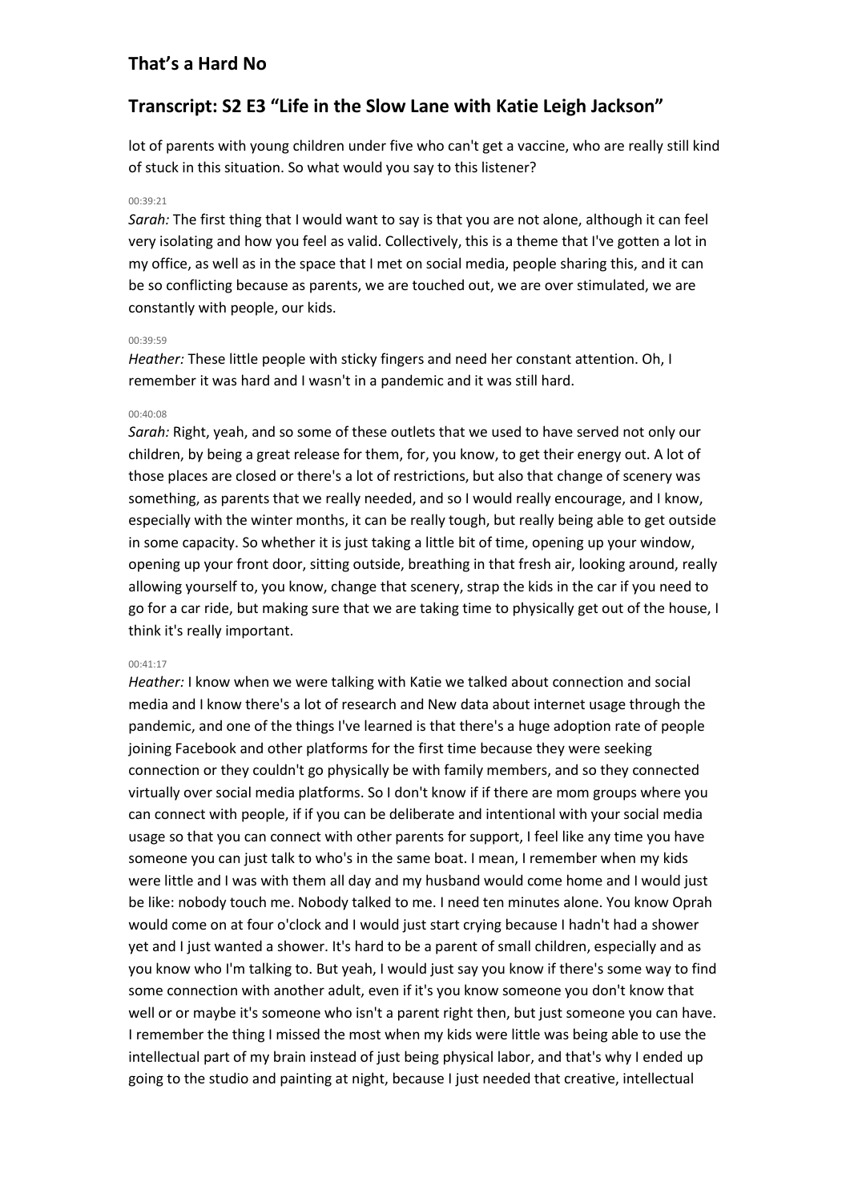lot of parents with young children under five who can't get a vaccine, who are really still kind of stuck in this situation. So what would you say to this listener?

00:39:21

*Sarah:* The first thing that I would want to say is that you are not alone, although it can feel very isolating and how you feel as valid. Collectively, this is a theme that I've gotten a lot in my office, as well as in the space that I met on social media, people sharing this, and it can be so conflicting because as parents, we are touched out, we are over stimulated, we are constantly with people, our kids.

00:39:59

*Heather:* These little people with sticky fingers and need her constant attention. Oh, I remember it was hard and I wasn't in a pandemic and it was still hard.

00:40:08

*Sarah:* Right, yeah, and so some of these outlets that we used to have served not only our children, by being a great release for them, for, you know, to get their energy out. A lot of those places are closed or there's a lot of restrictions, but also that change of scenery was something, as parents that we really needed, and so I would really encourage, and I know, especially with the winter months, it can be really tough, but really being able to get outside in some capacity. So whether it is just taking a little bit of time, opening up your window, opening up your front door, sitting outside, breathing in that fresh air, looking around, really allowing yourself to, you know, change that scenery, strap the kids in the car if you need to go for a car ride, but making sure that we are taking time to physically get out of the house, I think it's really important.

00:41:17

*Heather:* I know when we were talking with Katie we talked about connection and social media and I know there's a lot of research and New data about internet usage through the pandemic, and one of the things I've learned is that there's a huge adoption rate of people joining Facebook and other platforms for the first time because they were seeking connection or they couldn't go physically be with family members, and so they connected virtually over social media platforms. So I don't know if if there are mom groups where you can connect with people, if if you can be deliberate and intentional with your social media usage so that you can connect with other parents for support, I feel like any time you have someone you can just talk to who's in the same boat. I mean, I remember when my kids were little and I was with them all day and my husband would come home and I would just be like: nobody touch me. Nobody talked to me. I need ten minutes alone. You know Oprah would come on at four o'clock and I would just start crying because I hadn't had a shower yet and I just wanted a shower. It's hard to be a parent of small children, especially and as you know who I'm talking to. But yeah, I would just say you know if there's some way to find some connection with another adult, even if it's you know someone you don't know that well or or maybe it's someone who isn't a parent right then, but just someone you can have. I remember the thing I missed the most when my kids were little was being able to use the intellectual part of my brain instead of just being physical labor, and that's why I ended up going to the studio and painting at night, because I just needed that creative, intellectual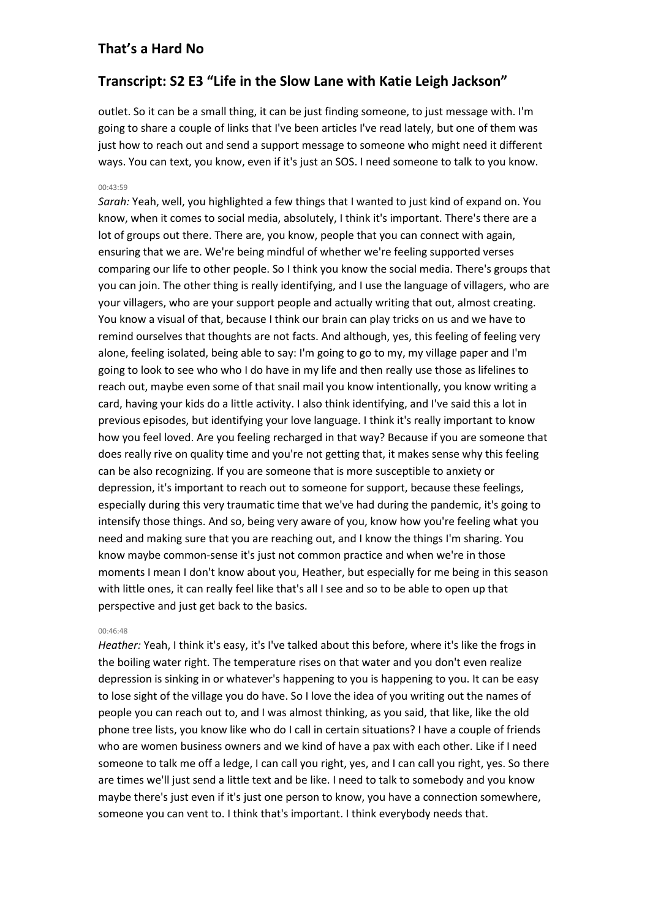outlet. So it can be a small thing, it can be just finding someone, to just message with. I'm going to share a couple of links that I've been articles I've read lately, but one of them was just how to reach out and send a support message to someone who might need it different ways. You can text, you know, even if it's just an SOS. I need someone to talk to you know.

00:43:59

*Sarah:* Yeah, well, you highlighted a few things that I wanted to just kind of expand on. You know, when it comes to social media, absolutely, I think it's important. There's there are a lot of groups out there. There are, you know, people that you can connect with again, ensuring that we are. We're being mindful of whether we're feeling supported verses comparing our life to other people. So I think you know the social media. There's groups that you can join. The other thing is really identifying, and I use the language of villagers, who are your villagers, who are your support people and actually writing that out, almost creating. You know a visual of that, because I think our brain can play tricks on us and we have to remind ourselves that thoughts are not facts. And although, yes, this feeling of feeling very alone, feeling isolated, being able to say: I'm going to go to my, my village paper and I'm going to look to see who who I do have in my life and then really use those as lifelines to reach out, maybe even some of that snail mail you know intentionally, you know writing a card, having your kids do a little activity. I also think identifying, and I've said this a lot in previous episodes, but identifying your love language. I think it's really important to know how you feel loved. Are you feeling recharged in that way? Because if you are someone that does really rive on quality time and you're not getting that, it makes sense why this feeling can be also recognizing. If you are someone that is more susceptible to anxiety or depression, it's important to reach out to someone for support, because these feelings, especially during this very traumatic time that we've had during the pandemic, it's going to intensify those things. And so, being very aware of you, know how you're feeling what you need and making sure that you are reaching out, and I know the things I'm sharing. You know maybe common-sense it's just not common practice and when we're in those moments I mean I don't know about you, Heather, but especially for me being in this season with little ones, it can really feel like that's all I see and so to be able to open up that perspective and just get back to the basics.

00:46:48

*Heather:* Yeah, I think it's easy, it's I've talked about this before, where it's like the frogs in the boiling water right. The temperature rises on that water and you don't even realize depression is sinking in or whatever's happening to you is happening to you. It can be easy to lose sight of the village you do have. So I love the idea of you writing out the names of people you can reach out to, and I was almost thinking, as you said, that like, like the old phone tree lists, you know like who do I call in certain situations? I have a couple of friends who are women business owners and we kind of have a pax with each other. Like if I need someone to talk me off a ledge, I can call you right, yes, and I can call you right, yes. So there are times we'll just send a little text and be like. I need to talk to somebody and you know maybe there's just even if it's just one person to know, you have a connection somewhere, someone you can vent to. I think that's important. I think everybody needs that.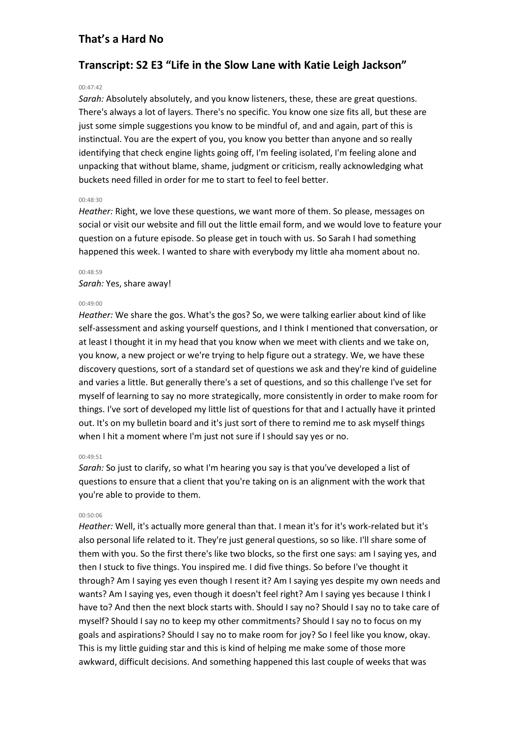# That's a Hard No

## Transcript: S2 E3 "Life in the Slow Lane with Katie Leigh Jackson"

00:47:42

*Sarah:* Absolutely absolutely, and you know listeners, these, these are great questions. There's always a lot of layers. There's no specific. You know one size fits all, but these are just some simple suggestions you know to be mindful of, and and again, part of this is instinctual. You are the expert of you, you know you better than anyone and so really identifying that check engine lights going off, I'm feeling isolated, I'm feeling alone and unpacking that without blame, shame, judgment or criticism, really acknowledging what buckets need filled in order for me to start to feel to feel better.

00:48:30

*Heather:* Right, we love these questions, we want more of them. So please, messages on social or visit our website and fill out the little email form, and we would love to feature your question on a future episode. So please get in touch with us. So Sarah I had something happened this week. I wanted to share with everybody my little aha moment about no.

00:48:59

*Sarah:* Yes, share away!

00:49:00

*Heather:* We share the gos. What's the gos? So, we were talking earlier about kind of like self-assessment and asking yourself questions, and I think I mentioned that conversation, or at least I thought it in my head that you know when we meet with clients and we take on, you know, a new project or we're trying to help figure out a strategy. We, we have these discovery questions, sort of a standard set of questions we ask and they're kind of guideline and varies a little. But generally there's a set of questions, and so this challenge I've set for myself of learning to say no more strategically, more consistently in order to make room for things. I've sort of developed my little list of questions for that and I actually have it printed out. It's on my bulletin board and it's just sort of there to remind me to ask myself things when I hit a moment where I'm just not sure if I should say yes or no.

00:49:51

*Sarah:* So just to clarify, so what I'm hearing you say is that you've developed a list of questions to ensure that a client that you're taking on is an alignment with the work that you're able to provide to them.

00:50:06

*Heather:* Well, it's actually more general than that. I mean it's for it's work-related but it's also personal life related to it. They're just general questions, so so like. I'll share some of them with you. So the first there's like two blocks, so the first one says: am I saying yes, and then I stuck to five things. You inspired me. I did five things. So before I've thought it through? Am I saying yes even though I resent it? Am I saying yes despite my own needs and wants? Am I saying yes, even though it doesn't feel right? Am I saying yes because I think I have to? And then the next block starts with. Should I say no? Should I say no to take care of myself? Should I say no to keep my other commitments? Should I say no to focus on my goals and aspirations? Should I say no to make room for joy? So I feel like you know, okay. This is my little guiding star and this is kind of helping me make some of those more awkward, difficult decisions. And something happened this last couple of weeks that was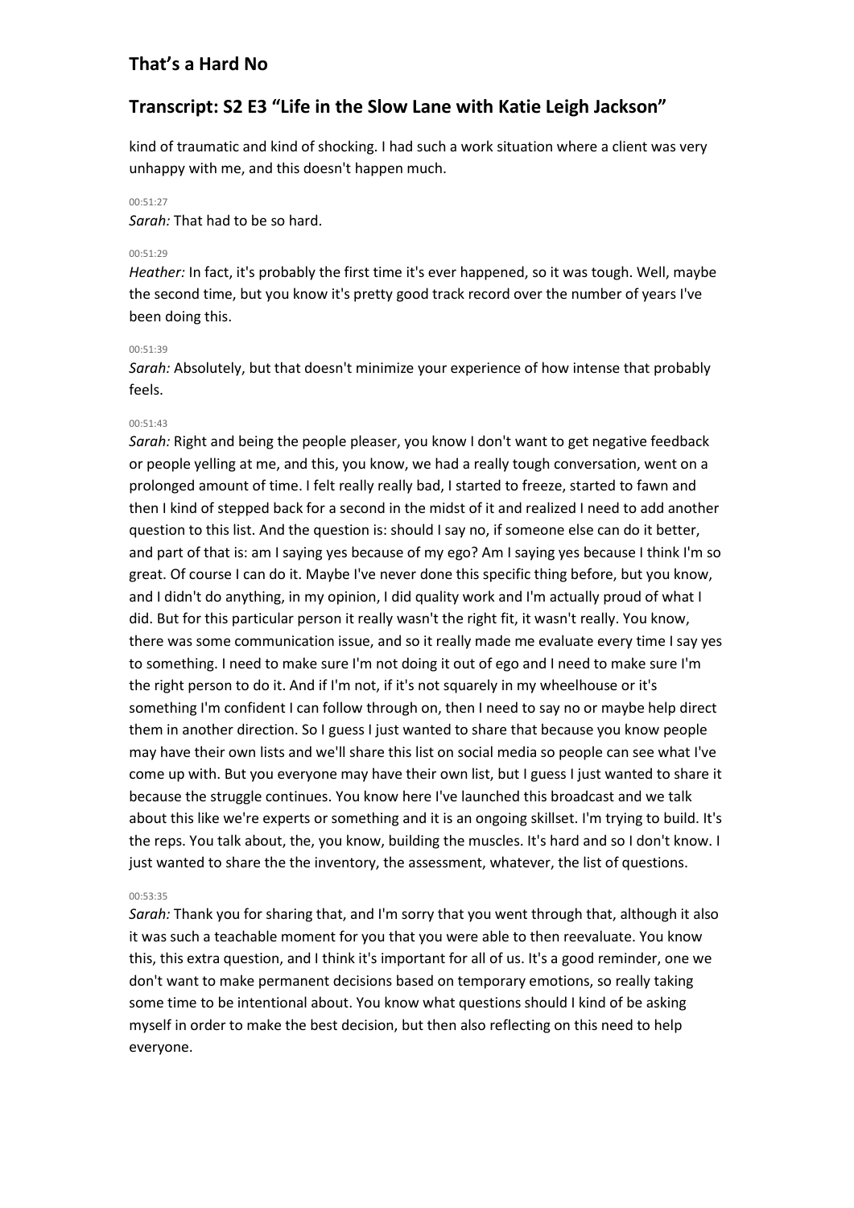kind of traumatic and kind of shocking. I had such a work situation where a client was very unhappy with me, and this doesn't happen much.

00:51:27

*Sarah:* That had to be so hard.

00:51:29

*Heather:* In fact, it's probably the first time it's ever happened, so it was tough. Well, maybe the second time, but you know it's pretty good track record over the number of years I've been doing this.

00:51:39

*Sarah:* Absolutely, but that doesn't minimize your experience of how intense that probably feels.

00:51:43

*Sarah:* Right and being the people pleaser, you know I don't want to get negative feedback or people yelling at me, and this, you know, we had a really tough conversation, went on a prolonged amount of time. I felt really really bad, I started to freeze, started to fawn and then I kind of stepped back for a second in the midst of it and realized I need to add another question to this list. And the question is: should I say no, if someone else can do it better, and part of that is: am I saying yes because of my ego? Am I saying yes because I think I'm so great. Of course I can do it. Maybe I've never done this specific thing before, but you know, and I didn't do anything, in my opinion, I did quality work and I'm actually proud of what I did. But for this particular person it really wasn't the right fit, it wasn't really. You know, there was some communication issue, and so it really made me evaluate every time I say yes to something. I need to make sure I'm not doing it out of ego and I need to make sure I'm the right person to do it. And if I'm not, if it's not squarely in my wheelhouse or it's something I'm confident I can follow through on, then I need to say no or maybe help direct them in another direction. So I guess I just wanted to share that because you know people may have their own lists and we'll share this list on social media so people can see what I've come up with. But you everyone may have their own list, but I guess I just wanted to share it because the struggle continues. You know here I've launched this broadcast and we talk about this like we're experts or something and it is an ongoing skillset. I'm trying to build. It's the reps. You talk about, the, you know, building the muscles. It's hard and so I don't know. I just wanted to share the the inventory, the assessment, whatever, the list of questions.

00:53:35

*Sarah:* Thank you for sharing that, and I'm sorry that you went through that, although it also it was such a teachable moment for you that you were able to then reevaluate. You know this, this extra question, and I think it's important for all of us. It's a good reminder, one we don't want to make permanent decisions based on temporary emotions, so really taking some time to be intentional about. You know what questions should I kind of be asking myself in order to make the best decision, but then also reflecting on this need to help everyone.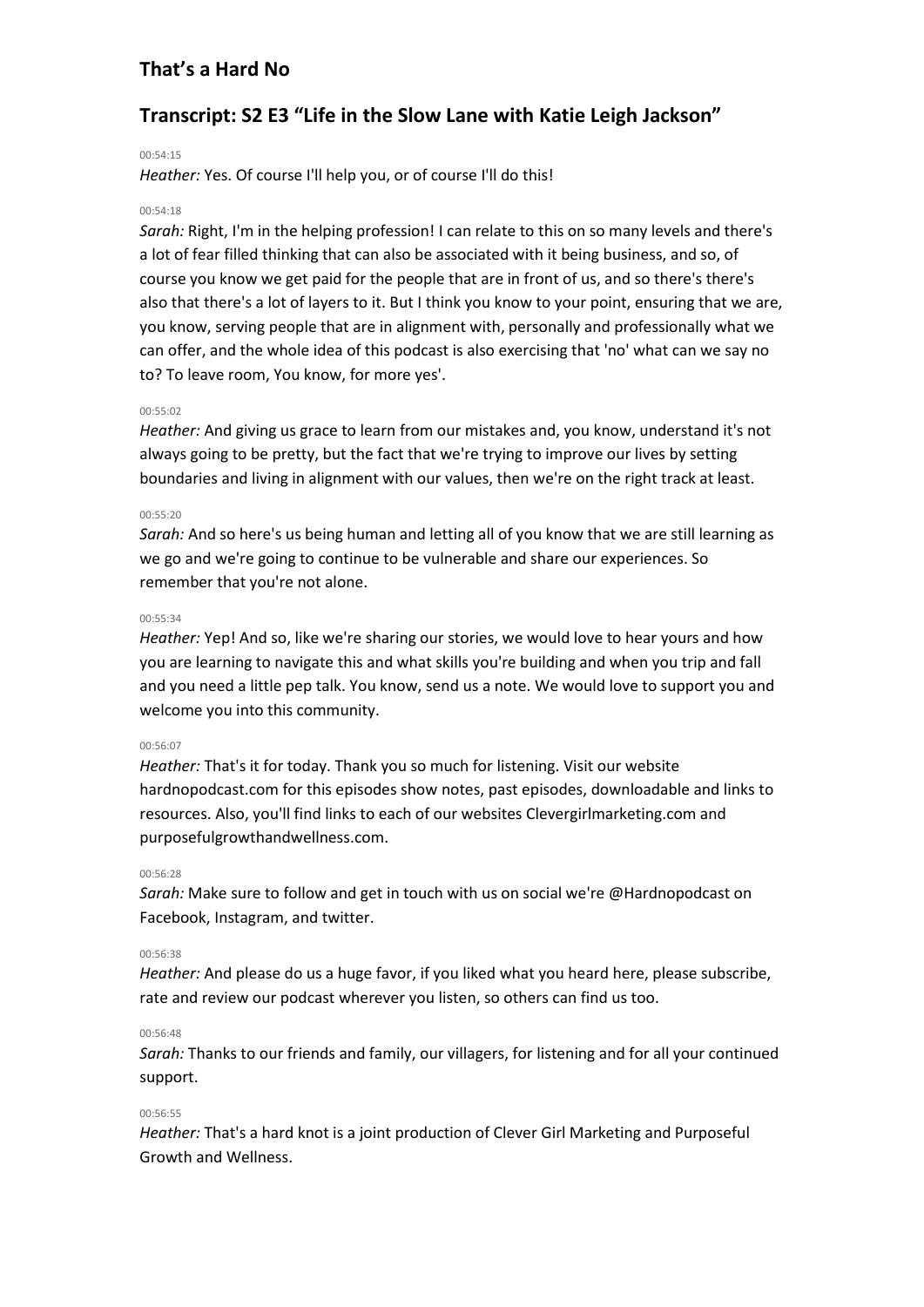## That's a Hard No

## Transcript: S2 E3 "Life in the Slow Lane with Katie Leigh Jackson"

00:54:15

*Heather:* Yes. Of course I'll help you, or of course I'll do this!

00:54:18

*Sarah:* Right, I'm in the helping profession! I can relate to this on so many levels and there's a lot of fear filled thinking that can also be associated with it being business, and so, of course you know we get paid for the people that are in front of us, and so there's there's also that there's a lot of layers to it. But I think you know to your point, ensuring that we are, you know, serving people that are in alignment with, personally and professionally what we can offer, and the whole idea of this podcast is also exercising that 'no' what can we say no to? To leave room, You know, for more yes'.

00:55:02

*Heather:* And giving us grace to learn from our mistakes and, you know, understand it's not always going to be pretty, but the fact that we're trying to improve our lives by setting boundaries and living in alignment with our values, then we're on the right track at least.

00:55:20

*Sarah:* And so here's us being human and letting all of you know that we are still learning as we go and we're going to continue to be vulnerable and share our experiences. So remember that you're not alone.

00:55:34

*Heather:* Yep! And so, like we're sharing our stories, we would love to hear yours and how you are learning to navigate this and what skills you're building and when you trip and fall and you need a little pep talk. You know, send us a note. We would love to support you and welcome you into this community.

00:56:07

*Heather:* That's it for today. Thank you so much for listening. Visit our website hardnopodcast.com for this episodes show notes, past episodes, downloadable and links to resources. Also, you'll find links to each of our websites Clevergirlmarketing.com and purposefulgrowthandwellness.com.

00:56:28

*Sarah:* Make sure to follow and get in touch with us on social we're @Hardnopodcast on Facebook, Instagram, and twitter.

00:56:38

*Heather:* And please do us a huge favor, if you liked what you heard here, please subscribe, rate and review our podcast wherever you listen, so others can find us too.

00:56:48

*Sarah:* Thanks to our friends and family, our villagers, for listening and for all your continued support.

00:56:55

*Heather:* That's a hard knot is a joint production of Clever Girl Marketing and Purposeful Growth and Wellness.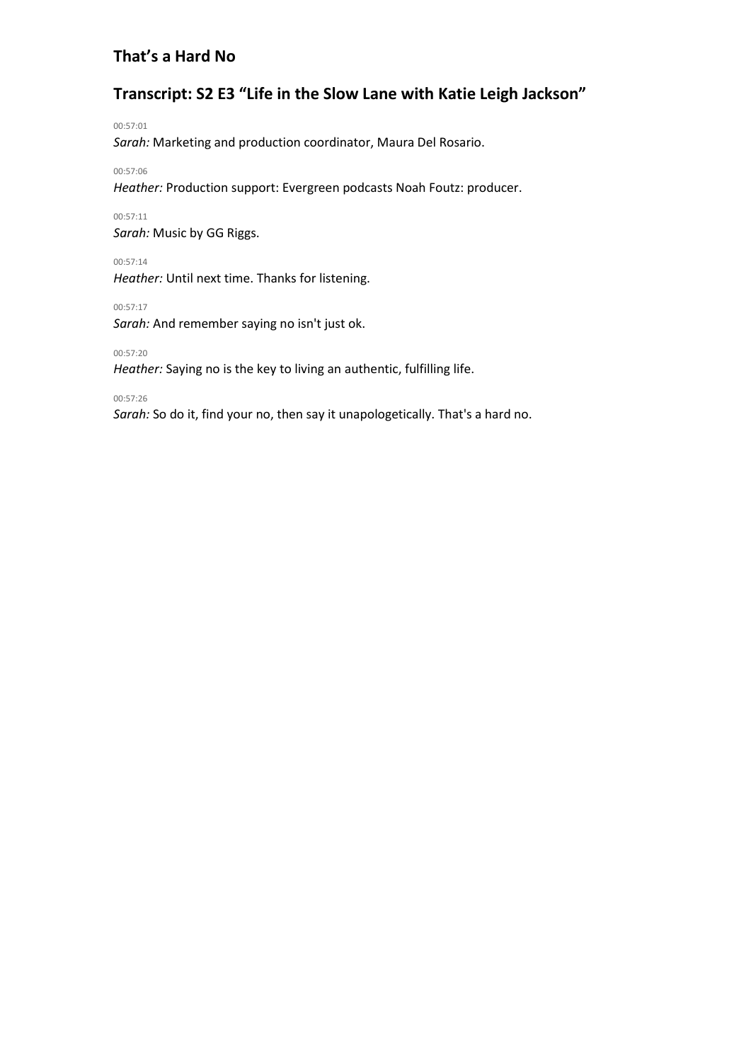## That's a Hard No

## Transcript: S2 E3 "Life in the Slow Lane with Katie Leigh Jackson"

00:57:01

*Sarah:* Marketing and production coordinator, Maura Del Rosario.

00:57:06

*Heather:* Production support: Evergreen podcasts Noah Foutz: producer.

00:57:11

*Sarah:* Music by GG Riggs.

00:57:14

*Heather:* Until next time. Thanks for listening.

00:57:17

*Sarah:* And remember saying no isn't just ok.

00:57:20

*Heather:* Saying no is the key to living an authentic, fulfilling life.

00:57:26

*Sarah:* So do it, find your no, then say it unapologetically. That's a hard no.